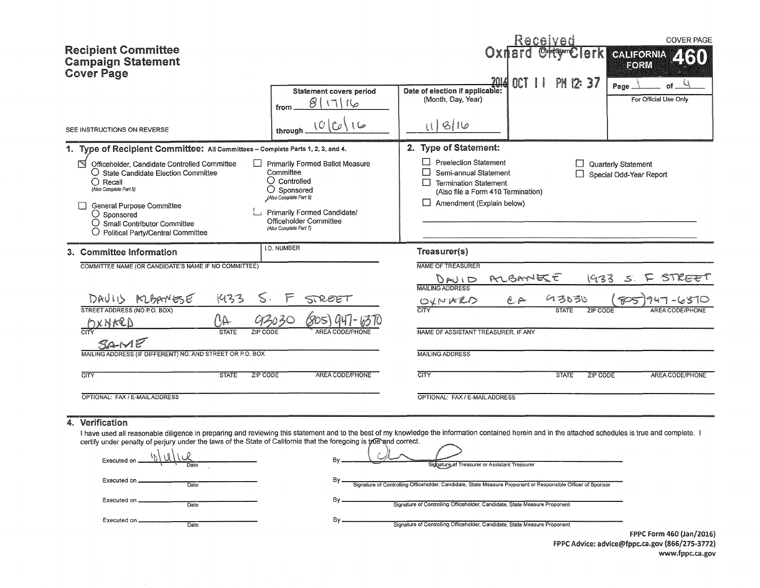# Recipient Committee Campaign Statement Cover Page

COVER PAGE

**CALIFORNIA FORM 460**

Page 1 of 4

For Official Use Only

Received
Oxnard City Clerk
(Date Stamp)
2016 OCT 11 PM 12:37

SEE INSTRUCTIONS ON REVERSE

**Statement covers period**
from 8/17/16
through 10/6/16

**Date of election if applicable:**
(Month, Day, Year)
11/8/16

## 1. Type of Recipient Committee: All Committees – Complete Parts 1, 2, 3, and 4.

- [x] Officeholder, Candidate Controlled Committee
  - ○ State Candidate Election Committee
  - ○ Recall (Also Complete Part 5)
- [ ] General Purpose Committee
  - ○ Sponsored
  - ○ Small Contributor Committee
  - ○ Political Party/Central Committee
- [ ] Primarily Formed Ballot Measure Committee
  - ○ Controlled
  - ○ Sponsored (Also Complete Part 6)
- [ ] Primarily Formed Candidate/Officeholder Committee (Also Complete Part 7)

## 2. Type of Statement:

- [ ] Preelection Statement
- [ ] Semi-annual Statement
- [ ] Termination Statement (Also file a Form 410 Termination)
- [ ] Amendment (Explain below)
- [ ] Quarterly Statement
- [ ] Special Odd-Year Report

## 3. Committee Information

I.D. NUMBER:

COMMITTEE NAME (OR CANDIDATE'S NAME IF NO COMMITTEE): DAVID ALBANESE

STREET ADDRESS (NO P.O. BOX): 1933 S. F STREET

| CITY | STATE | ZIP CODE | AREA CODE/PHONE |
|---|---|---|---|
| OXNARD | CA | 93030 | (805) 947-6370 |

MAILING ADDRESS (IF DIFFERENT) NO. AND STREET OR P.O. BOX: SAME

| CITY | STATE | ZIP CODE | AREA CODE/PHONE |
|---|---|---|---|
| | | | |

OPTIONAL: FAX / E-MAIL ADDRESS:

### Treasurer(s)

NAME OF TREASURER: DAVID ALBANESE

MAILING ADDRESS: 1933 S. F STREET

| CITY | STATE | ZIP CODE | AREA CODE/PHONE |
|---|---|---|---|
| OXNARD | CA | 93030 | (805) 947-6370 |

NAME OF ASSISTANT TREASURER, IF ANY:

MAILING ADDRESS:

| CITY | STATE | ZIP CODE | AREA CODE/PHONE |
|---|---|---|---|
| | | | |

OPTIONAL: FAX / E-MAIL ADDRESS:

## 4. Verification

I have used all reasonable diligence in preparing and reviewing this statement and to the best of my knowledge the information contained herein and in the attached schedules is true and complete. I certify under penalty of perjury under the laws of the State of California that the foregoing is true and correct.

Executed on 10/11/16 (Date) By [signature] Signature of Treasurer or Assistant Treasurer

Executed on ______ (Date) By ______ Signature of Controlling Officeholder, Candidate, State Measure Proponent or Responsible Officer of Sponsor

Executed on ______ (Date) By ______ Signature of Controlling Officeholder, Candidate, State Measure Proponent

Executed on ______ (Date) By ______ Signature of Controlling Officeholder, Candidate, State Measure Proponent

FPPC Form 460 (Jan/2016)
FPPC Advice: advice@fppc.ca.gov (866/275-3772)
www.fppc.ca.gov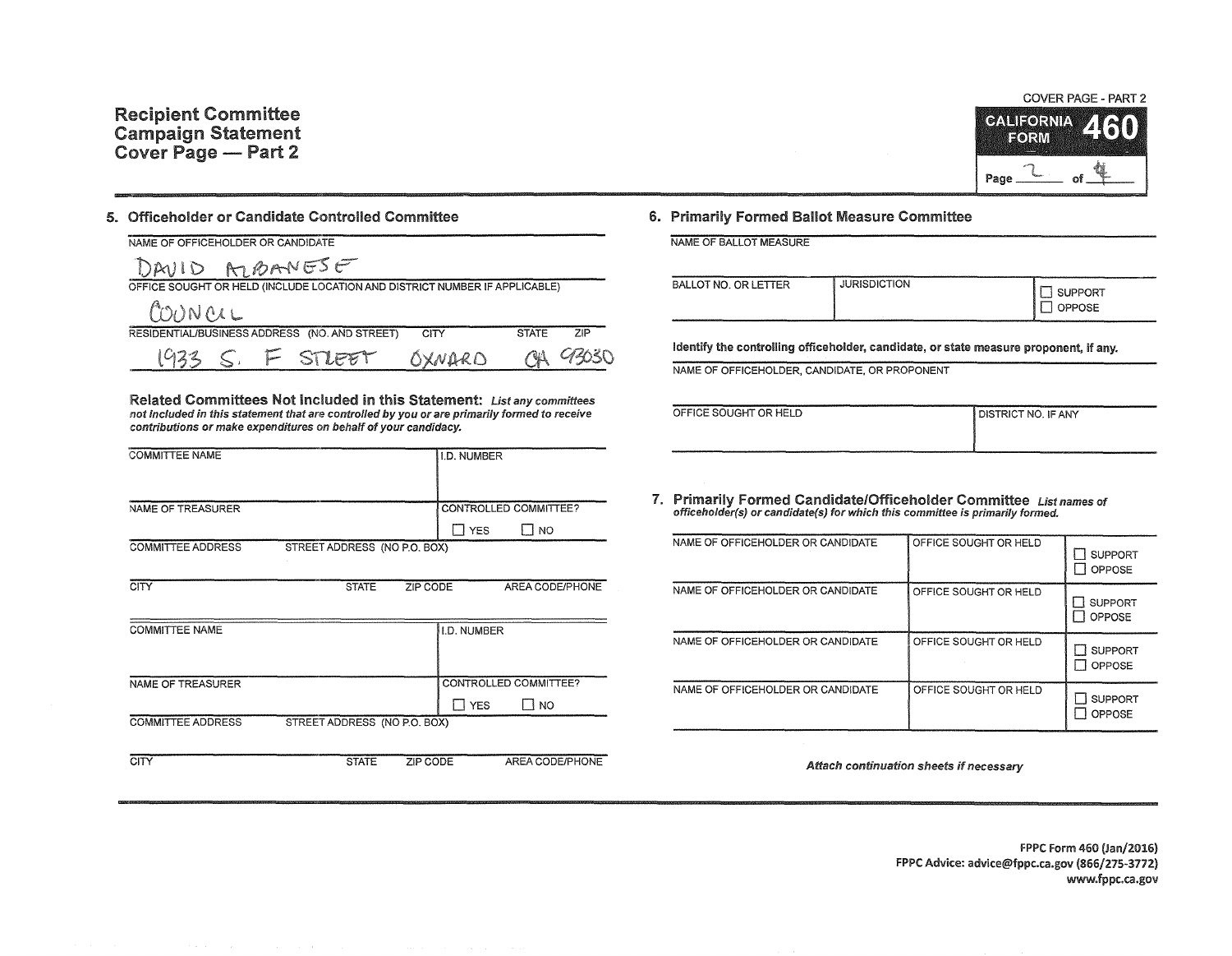# Recipient Committee Campaign Statement Cover Page — Part 2

COVER PAGE - PART 2

**CALIFORNIA FORM 460**

Page 2 of 4

## 5. Officeholder or Candidate Controlled Committee

| NAME OF OFFICEHOLDER OR CANDIDATE | | | |
|---|---|---|---|
| DAVID ALBANESE | | | |
| **OFFICE SOUGHT OR HELD (INCLUDE LOCATION AND DISTRICT NUMBER IF APPLICABLE)** | | | |
| COUNCIL | | | |
| **RESIDENTIAL/BUSINESS ADDRESS (NO. AND STREET)** | **CITY** | **STATE** | **ZIP** |
| 1933 S. F STREET | OXNARD | CA | 93030 |

**Related Committees Not Included in this Statement:** *List any committees not included in this statement that are controlled by you or are primarily formed to receive contributions or make expenditures on behalf of your candidacy.*

| COMMITTEE NAME | | | I.D. NUMBER |
|---|---|---|---|
| | | | |
| NAME OF TREASURER | | | CONTROLLED COMMITTEE? ☐ YES ☐ NO |
| COMMITTEE ADDRESS | STREET ADDRESS (NO P.O. BOX) | | |
| CITY | STATE | ZIP CODE | AREA CODE/PHONE |

| COMMITTEE NAME | | | I.D. NUMBER |
|---|---|---|---|
| | | | |
| NAME OF TREASURER | | | CONTROLLED COMMITTEE? ☐ YES ☐ NO |
| COMMITTEE ADDRESS | STREET ADDRESS (NO P.O. BOX) | | |
| CITY | STATE | ZIP CODE | AREA CODE/PHONE |

## 6. Primarily Formed Ballot Measure Committee

| NAME OF BALLOT MEASURE | | |
|---|---|---|
| | | |
| BALLOT NO. OR LETTER | JURISDICTION | ☐ SUPPORT ☐ OPPOSE |

**Identify the controlling officeholder, candidate, or state measure proponent, if any.**

| NAME OF OFFICEHOLDER, CANDIDATE, OR PROPONENT | |
|---|---|
| | |
| OFFICE SOUGHT OR HELD | DISTRICT NO. IF ANY |

## 7. Primarily Formed Candidate/Officeholder Committee

*List names of officeholder(s) or candidate(s) for which this committee is primarily formed.*

| NAME OF OFFICEHOLDER OR CANDIDATE | OFFICE SOUGHT OR HELD | |
|---|---|---|
| | | ☐ SUPPORT ☐ OPPOSE |
| | | ☐ SUPPORT ☐ OPPOSE |
| | | ☐ SUPPORT ☐ OPPOSE |
| | | ☐ SUPPORT ☐ OPPOSE |

*Attach continuation sheets if necessary*

FPPC Form 460 (Jan/2016)
FPPC Advice: advice@fppc.ca.gov (866/275-3772)
www.fppc.ca.gov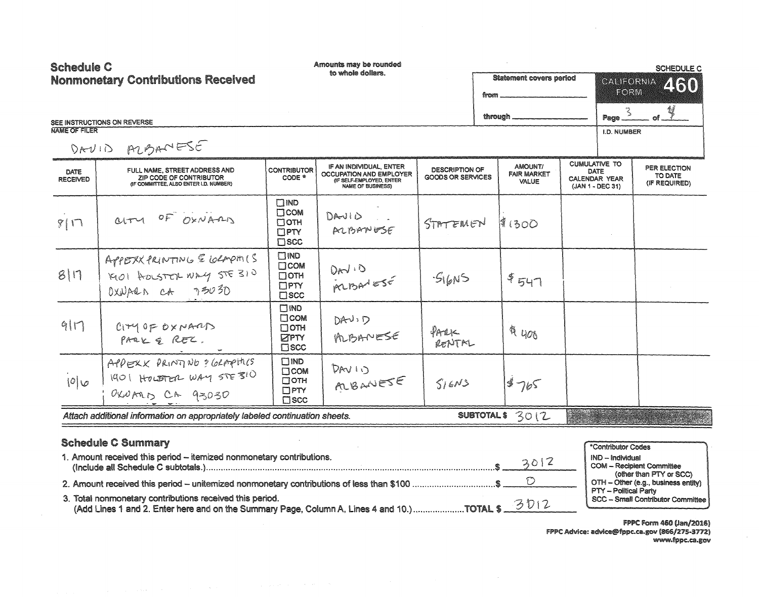# Schedule C
## Nonmonetary Contributions Received

Amounts may be rounded to whole dollars.

SCHEDULE C

CALIFORNIA FORM **460**

Statement covers period

from ____________

through ____________

Page 3 of 4

SEE INSTRUCTIONS ON REVERSE

NAME OF FILER

DAVID ALBANESE

I.D. NUMBER

| DATE RECEIVED | FULL NAME, STREET ADDRESS AND ZIP CODE OF CONTRIBUTOR (IF COMMITTEE, ALSO ENTER I.D. NUMBER) | CONTRIBUTOR CODE * | IF AN INDIVIDUAL, ENTER OCCUPATION AND EMPLOYER (IF SELF-EMPLOYED, ENTER NAME OF BUSINESS) | DESCRIPTION OF GOODS OR SERVICES | AMOUNT/ FAIR MARKET VALUE | CUMULATIVE TO DATE CALENDAR YEAR (JAN 1 - DEC 31) | PER ELECTION TO DATE (IF REQUIRED) |
|---|---|---|---|---|---|---|---|
| 8/17 | CITY OF OXNARD | ☐IND ☐COM ☐OTH ☐PTY ☐SCC | DAVID ALBANESE | STATEMEN | $1300 | | |
| 8/17 | APPEXX PRINTING & GRAPHICS 1901 HOLSTER WAY STE 310 OXNARD CA 93030 | ☐IND ☐COM ☐OTH ☐PTY ☐SCC | DAVID ALBANESE | SIGNS | $547 | | |
| 9/17 | CITY OF OXNARD PARK & REC. | ☐IND ☐COM ☐OTH ☑PTY ☐SCC | DAVID ALBANESE | PARK RENTAL | $400 | | |
| 10/6 | APPEXX PRINTING & GRAPHICS 1901 HOLSTER WAY STE 310 OXNARD CA 93030 | ☐IND ☐COM ☐OTH ☐PTY ☐SCC | DAVID ALBANESE | SIGNS | $765 | | |

*Attach additional information on appropriately labeled continuation sheets.* **SUBTOTAL $** 3012

### Schedule C Summary

1. Amount received this period – itemized nonmonetary contributions. (Include all Schedule C subtotals.) ............ $ 3012
2. Amount received this period – unitemized nonmonetary contributions of less than $100 ............ $ 0
3. Total nonmonetary contributions received this period. (Add Lines 1 and 2. Enter here and on the Summary Page, Column A, Lines 4 and 10.) ............ **TOTAL $** 3012

*Contributor Codes
- IND – Individual
- COM – Recipient Committee (other than PTY or SCC)
- OTH – Other (e.g., business entity)
- PTY – Political Party
- SCC – Small Contributor Committee

FPPC Form 460 (Jan/2016)
FPPC Advice: advice@fppc.ca.gov (866/275-3772)
www.fppc.ca.gov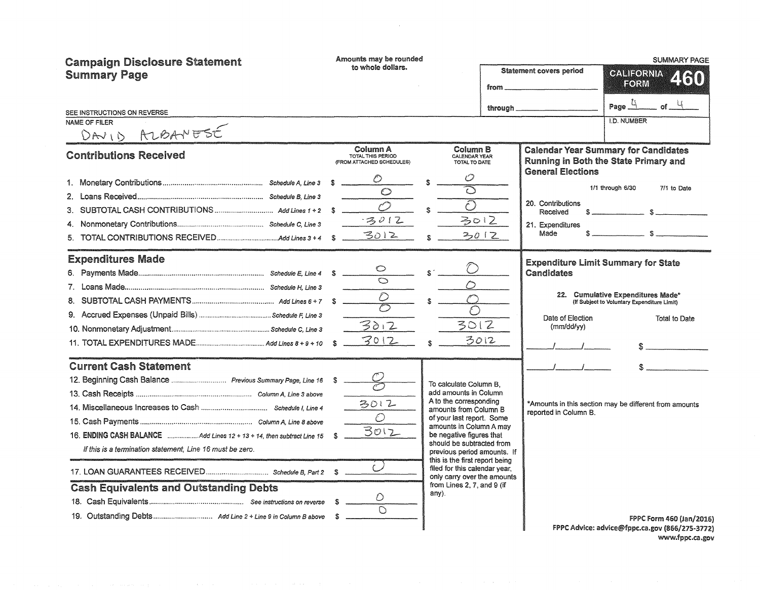# Campaign Disclosure Statement Summary Page

Amounts may be rounded to whole dollars.

SUMMARY PAGE

**CALIFORNIA FORM 460**

Statement covers period

from ______________

through ______________

Page 4 of 4

SEE INSTRUCTIONS ON REVERSE

NAME OF FILER: DAVID ALBANESE

I.D. NUMBER

## Contributions Received

| | | Column A TOTAL THIS PERIOD (FROM ATTACHED SCHEDULES) | Column B CALENDAR YEAR TOTAL TO DATE |
|---|---|---|---|
| 1. Monetary Contributions | Schedule A, Line 3 | $ 0 | $ 0 |
| 2. Loans Received | Schedule B, Line 3 | 0 | 0 |
| 3. SUBTOTAL CASH CONTRIBUTIONS | Add Lines 1 + 2 | $ 0 | $ 0 |
| 4. Nonmonetary Contributions | Schedule C, Line 3 | 3012 | 3012 |
| 5. TOTAL CONTRIBUTIONS RECEIVED | Add Lines 3 + 4 | $ 3012 | $ 3012 |

## Expenditures Made

| | | Column A | Column B |
|---|---|---|---|
| 6. Payments Made | Schedule E, Line 4 | $ 0 | $ 0 |
| 7. Loans Made | Schedule H, Line 3 | 0 | 0 |
| 8. SUBTOTAL CASH PAYMENTS | Add Lines 6 + 7 | $ 0 | $ 0 |
| 9. Accrued Expenses (Unpaid Bills) | Schedule F, Line 3 | 0 | 0 |
| 10. Nonmonetary Adjustment | Schedule C, Line 3 | 3012 | 3012 |
| 11. TOTAL EXPENDITURES MADE | Add Lines 8 + 9 + 10 | $ 3012 | $ 3012 |

## Current Cash Statement

| | | |
|---|---|---|
| 12. Beginning Cash Balance | Previous Summary Page, Line 16 | $ 0 |
| 13. Cash Receipts | Column A, Line 3 above | 0 |
| 14. Miscellaneous Increases to Cash | Schedule I, Line 4 | 3012 |
| 15. Cash Payments | Column A, Line 8 above | 0 |
| 16. **ENDING CASH BALANCE** | Add Lines 12 + 13 + 14, then subtract Line 15 | $ 3012 |

*If this is a termination statement, Line 16 must be zero.*

| | | |
|---|---|---|
| 17. LOAN GUARANTEES RECEIVED | Schedule B, Part 2 | $ 0 |

To calculate Column B, add amounts in Column A to the corresponding amounts from Column B of your last report. Some amounts in Column A may be negative figures that should be subtracted from previous period amounts. If this is the first report being filed for this calendar year, only carry over the amounts from Lines 2, 7, and 9 (if any).

## Cash Equivalents and Outstanding Debts

| | | |
|---|---|---|
| 18. Cash Equivalents | See instructions on reverse | $ 0 |
| 19. Outstanding Debts | Add Line 2 + Line 9 in Column B above | $ 0 |

## Calendar Year Summary for Candidates Running in Both the State Primary and General Elections

| | 1/1 through 6/30 | 7/1 to Date |
|---|---|---|
| 20. Contributions Received | $ | $ |
| 21. Expenditures Made | $ | $ |

## Expenditure Limit Summary for State Candidates

22. Cumulative Expenditures Made* (If Subject to Voluntary Expenditure Limit)

| Date of Election (mm/dd/yy) | Total to Date |
|---|---|
| ___/___/___ | $ |
| ___/___/___ | $ |

*Amounts in this section may be different from amounts reported in Column B.

FPPC Form 460 (Jan/2016)
FPPC Advice: advice@fppc.ca.gov (866/275-3772)
www.fppc.ca.gov